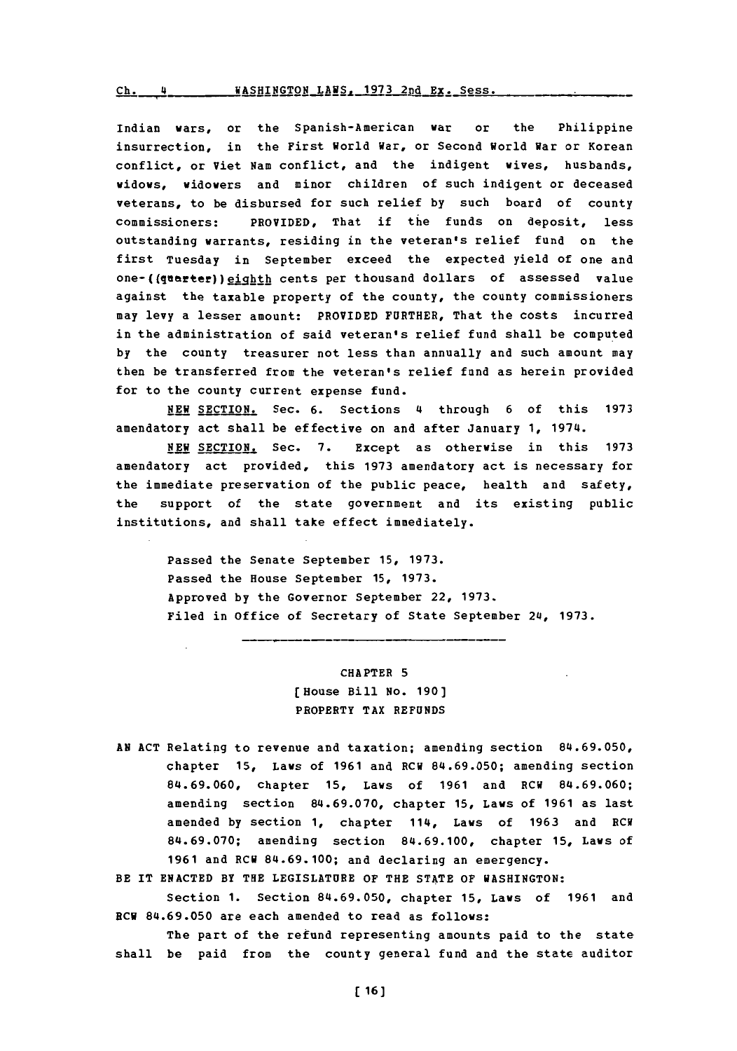Indian wars, or the Spanish-American war or the Philippine insurrection, in the First World War, or Second World War or Korean conflict, or Viet Nam conflict, and the indigent wives, husbands, widows, widowers and minor children of such indigent or deceased veterans, to be disbursed for such relief by such board of county commissioners: PROVIDED, That if the funds on deposit, less outstanding warrants, residing in the veteran's relief fund on the first Tuesday in September exceed the expected yield of one and one-((quarter))eighth cents per thousand dollars of assessed value against the taxable property of the county, the county commissioners may levy a lesser amount: PROVIDED FURTHER, That the costs incurred in the administration of said veteran's relief fund shall be computed by the county treasurer not less than annually and such amount may then be transferred from the veteran's relief fund as herein provided for to the county current expense fund.

NEW SECTION. Sec. 6. Sections 4 through 6 of this 1973 amendatory act shall be effective on and after January 1, 1974.

NEW SECTION. Sec. 7. Except as otherwise in this 1973 amendatory act provided, this 1973 amendatory act is necessary for the immediate preservation of the public peace, health and safety, the support of the state government and its existing public institutions, and shall take effect immediately.

Passed the Senate September 15, 1973.
Passed the House September 15, 1973.
Approved by the Governor September 22, 1973.
Filed in Office of Secretary of State September 24, 1973.

---

## CHAPTER 5
### [House Bill No. 190]
### PROPERTY TAX REFUNDS

AN ACT Relating to revenue and taxation; amending section 84.69.050, chapter 15, Laws of 1961 and RCW 84.69.050; amending section 84.69.060, chapter 15, Laws of 1961 and RCW 84.69.060; amending section 84.69.070, chapter 15, Laws of 1961 as last amended by section 1, chapter 114, Laws of 1963 and RCW 84.69.070; amending section 84.69.100, chapter 15, Laws of 1961 and RCW 84.69.100; and declaring an emergency.

BE IT ENACTED BY THE LEGISLATURE OF THE STATE OF WASHINGTON:

Section 1. Section 84.69.050, chapter 15, Laws of 1961 and RCW 84.69.050 are each amended to read as follows:

The part of the refund representing amounts paid to the state shall be paid from the county general fund and the state auditor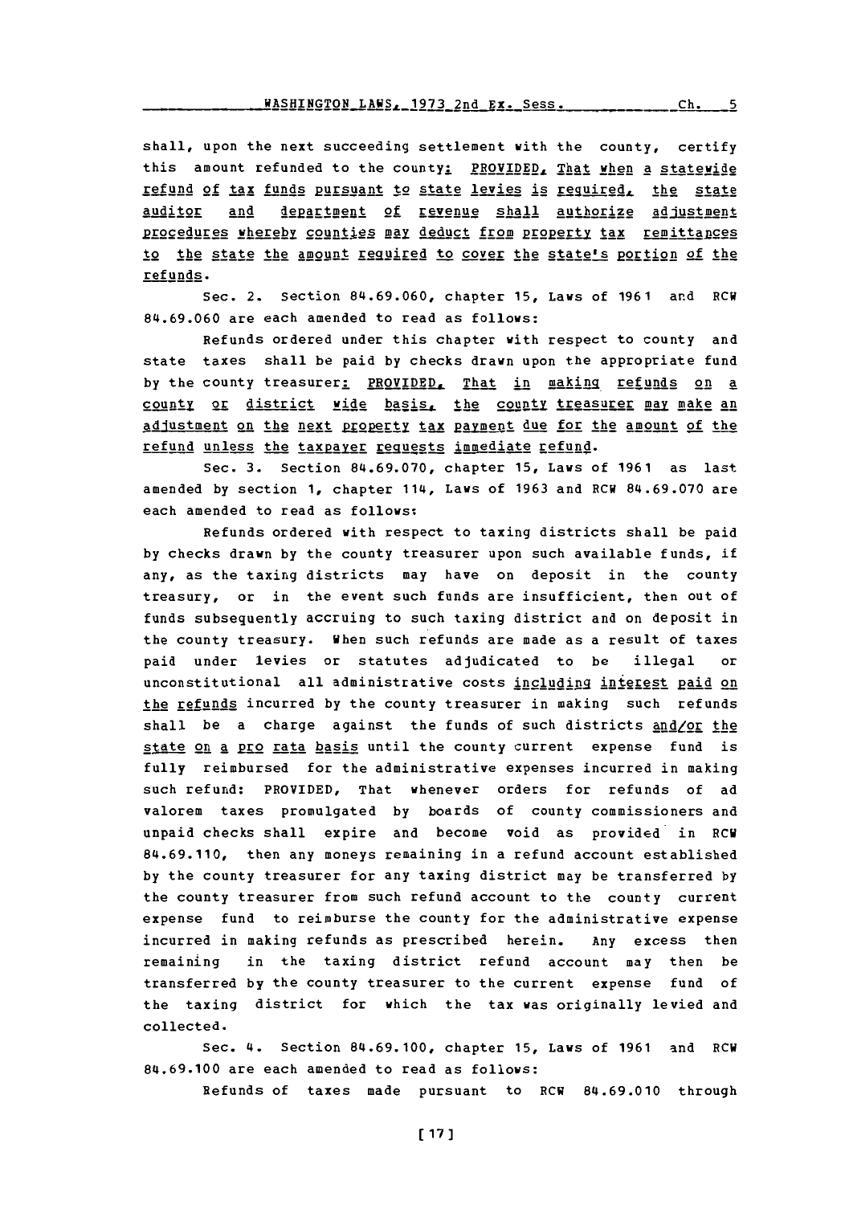shall, upon the next succeeding settlement with the county, certify this amount refunded to the county: PROVIDED, That when a statewide refund of tax funds pursuant to state levies is required, the state auditor and department of revenue shall authorize adjustment procedures whereby counties may deduct from property tax remittances to the state the amount required to cover the state's portion of the refunds.

Sec. 2. Section 84.69.060, chapter 15, Laws of 1961 and RCW 84.69.060 are each amended to read as follows:

Refunds ordered under this chapter with respect to county and state taxes shall be paid by checks drawn upon the appropriate fund by the county treasurer: PROVIDED, That in making refunds on a county or district wide basis, the county treasurer may make an adjustment on the next property tax payment due for the amount of the refund unless the taxpayer requests immediate refund.

Sec. 3. Section 84.69.070, chapter 15, Laws of 1961 as last amended by section 1, chapter 114, Laws of 1963 and RCW 84.69.070 are each amended to read as follows:

Refunds ordered with respect to taxing districts shall be paid by checks drawn by the county treasurer upon such available funds, if any, as the taxing districts may have on deposit in the county treasury, or in the event such funds are insufficient, then out of funds subsequently accruing to such taxing district and on deposit in the county treasury. When such refunds are made as a result of taxes paid under levies or statutes adjudicated to be illegal or unconstitutional all administrative costs including interest paid on the refunds incurred by the county treasurer in making such refunds shall be a charge against the funds of such districts and/or the state on a pro rata basis until the county current expense fund is fully reimbursed for the administrative expenses incurred in making such refund: PROVIDED, That whenever orders for refunds of ad valorem taxes promulgated by boards of county commissioners and unpaid checks shall expire and become void as provided in RCW 84.69.110, then any moneys remaining in a refund account established by the county treasurer for any taxing district may be transferred by the county treasurer from such refund account to the county current expense fund to reimburse the county for the administrative expense incurred in making refunds as prescribed herein. Any excess then remaining in the taxing district refund account may then be transferred by the county treasurer to the current expense fund of the taxing district for which the tax was originally levied and collected.

Sec. 4. Section 84.69.100, chapter 15, Laws of 1961 and RCW 84.69.100 are each amended to read as follows:

Refunds of taxes made pursuant to RCW 84.69.010 through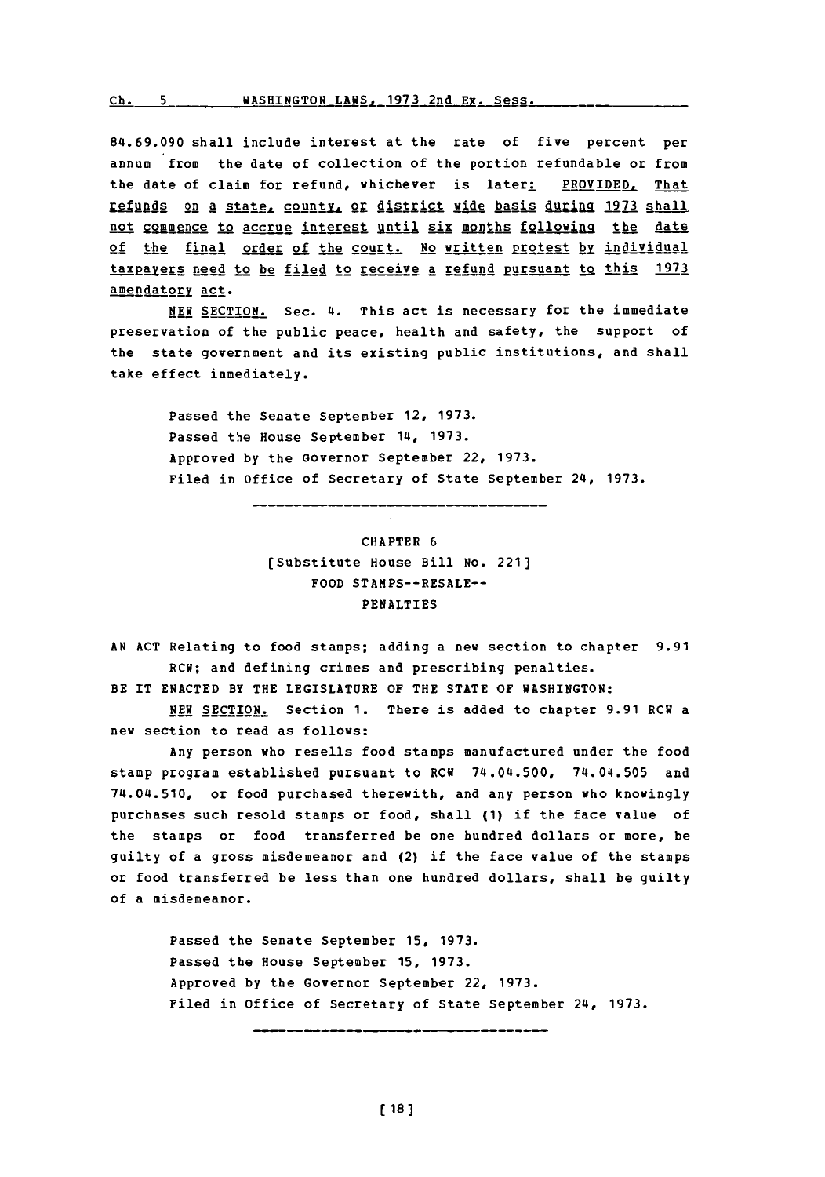84.69.090 shall include interest at the rate of five percent per annum from the date of collection of the portion refundable or from the date of claim for refund, whichever is later: PROVIDED, That refunds on a state, county, or district wide basis during 1973 shall not commence to accrue interest until six months following the date of the final order of the court. No written protest by individual taxpayers need to be filed to receive a refund pursuant to this 1973 amendatory act.

NEW SECTION. Sec. 4. This act is necessary for the immediate preservation of the public peace, health and safety, the support of the state government and its existing public institutions, and shall take effect immediately.

Passed the Senate September 12, 1973.
Passed the House September 14, 1973.
Approved by the Governor September 22, 1973.
Filed in Office of Secretary of State September 24, 1973.

---

CHAPTER 6
[Substitute House Bill No. 221]
FOOD STAMPS--RESALE--
PENALTIES

AN ACT Relating to food stamps; adding a new section to chapter 9.91 RCW; and defining crimes and prescribing penalties.

BE IT ENACTED BY THE LEGISLATURE OF THE STATE OF WASHINGTON:

NEW SECTION. Section 1. There is added to chapter 9.91 RCW a new section to read as follows:

Any person who resells food stamps manufactured under the food stamp program established pursuant to RCW 74.04.500, 74.04.505 and 74.04.510, or food purchased therewith, and any person who knowingly purchases such resold stamps or food, shall (1) if the face value of the stamps or food transferred be one hundred dollars or more, be guilty of a gross misdemeanor and (2) if the face value of the stamps or food transferred be less than one hundred dollars, shall be guilty of a misdemeanor.

Passed the Senate September 15, 1973.
Passed the House September 15, 1973.
Approved by the Governor September 22, 1973.
Filed in Office of Secretary of State September 24, 1973.

---